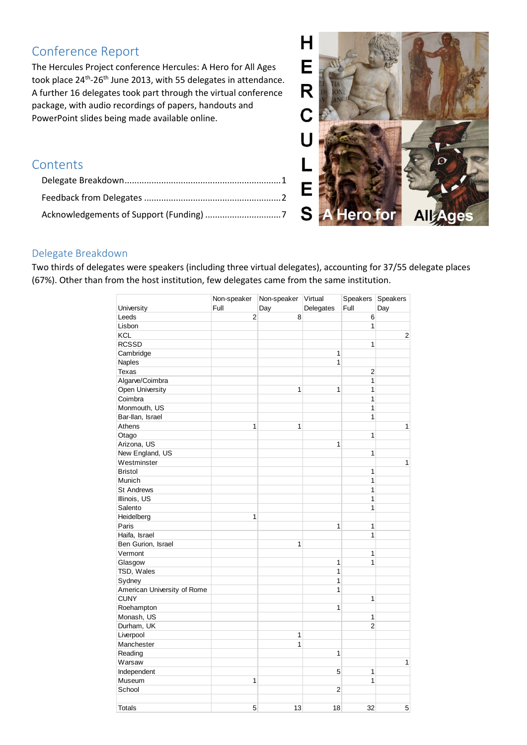## Conference Report

The Hercules Project conference Hercules: A Hero for All Ages took place 24th-26th June 2013, with 55 delegates in attendance. A further 16 delegates took part through the virtual conference package, with audio recordings of papers, handouts and PowerPoint slides being made available online.

## Contents

- Delegate Breakdown ........................................ 1
- Feedback from Delegates ........................................ 2
- Acknowledgements of Support (Funding) ........................................ 7

## Delegate Breakdown

Two thirds of delegates were speakers (including three virtual delegates), accounting for 37/55 delegate places (67%). Other than from the host institution, few delegates came from the same institution.

| University | Non-speaker Full | Non-speaker Day | Virtual Delegates | Speakers Full | Speakers Day |
|---|---|---|---|---|---|
| Leeds | 2 | 8 | | 6 | |
| Lisbon | | | | 1 | |
| KCL | | | | | 2 |
| RCSSD | | | | 1 | |
| Cambridge | | | 1 | | |
| Naples | | | 1 | | |
| Texas | | | | 2 | |
| Algarve/Coimbra | | | | 1 | |
| Open University | | 1 | 1 | 1 | |
| Coimbra | | | | 1 | |
| Monmouth, US | | | | 1 | |
| Bar-Ilan, Israel | | | | 1 | |
| Athens | 1 | 1 | | | 1 |
| Otago | | | | 1 | |
| Arizona, US | | | 1 | | |
| New England, US | | | | 1 | |
| Westminster | | | | | 1 |
| Bristol | | | | 1 | |
| Munich | | | | 1 | |
| St Andrews | | | | 1 | |
| Illinois, US | | | | 1 | |
| Salento | | | | 1 | |
| Heidelberg | 1 | | | | |
| Paris | | | 1 | 1 | |
| Haifa, Israel | | | | 1 | |
| Ben Gurion, Israel | | 1 | | | |
| Vermont | | | | 1 | |
| Glasgow | | | 1 | 1 | |
| TSD, Wales | | | 1 | | |
| Sydney | | | 1 | | |
| American University of Rome | | | 1 | | |
| CUNY | | | | 1 | |
| Roehampton | | | 1 | | |
| Monash, US | | | | 1 | |
| Durham, UK | | | | 2 | |
| Liverpool | | 1 | | | |
| Manchester | | 1 | | | |
| Reading | | | 1 | | |
| Warsaw | | | | | 1 |
| Independent | | | 5 | 1 | |
| Museum | 1 | | | 1 | |
| School | | | 2 | | |
| | | | | | |
| Totals | 5 | 13 | 18 | 32 | 5 |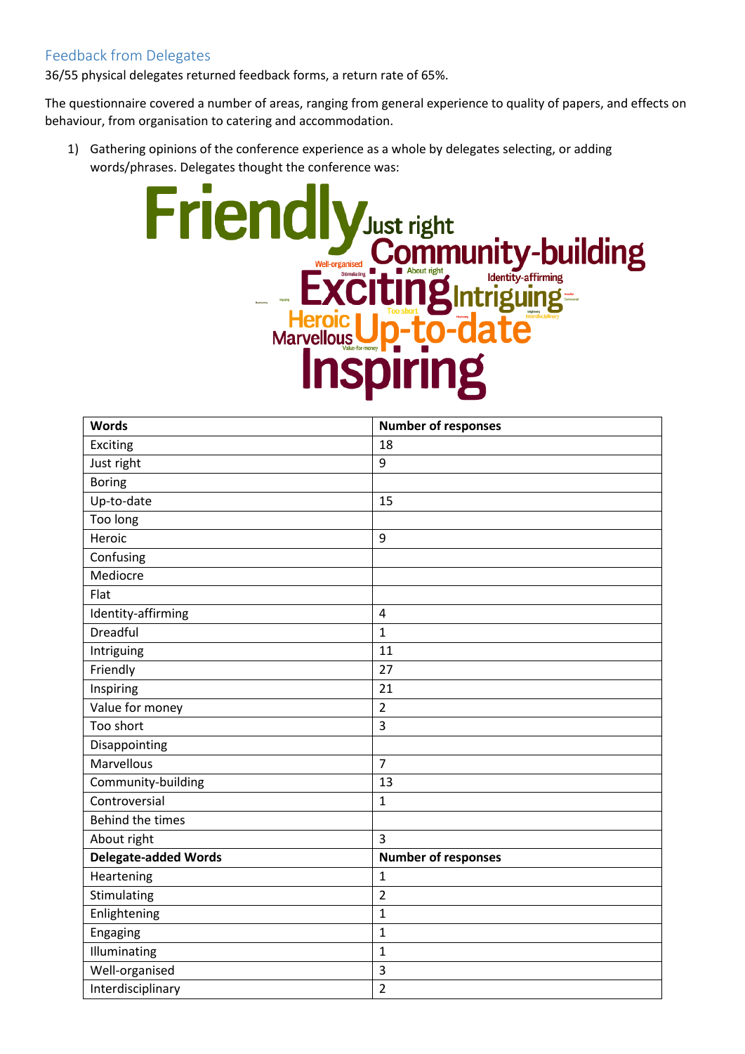## Feedback from Delegates

36/55 physical delegates returned feedback forms, a return rate of 65%.

The questionnaire covered a number of areas, ranging from general experience to quality of papers, and effects on behaviour, from organisation to catering and accommodation.

1) Gathering opinions of the conference experience as a whole by delegates selecting, or adding words/phrases. Delegates thought the conference was:

| Words | Number of responses |
|---|---|
| Exciting | 18 |
| Just right | 9 |
| Boring | |
| Up-to-date | 15 |
| Too long | |
| Heroic | 9 |
| Confusing | |
| Mediocre | |
| Flat | |
| Identity-affirming | 4 |
| Dreadful | 1 |
| Intriguing | 11 |
| Friendly | 27 |
| Inspiring | 21 |
| Value for money | 2 |
| Too short | 3 |
| Disappointing | |
| Marvellous | 7 |
| Community-building | 13 |
| Controversial | 1 |
| Behind the times | |
| About right | 3 |
| **Delegate-added Words** | **Number of responses** |
| Heartening | 1 |
| Stimulating | 2 |
| Enlightening | 1 |
| Engaging | 1 |
| Illuminating | 1 |
| Well-organised | 3 |
| Interdisciplinary | 2 |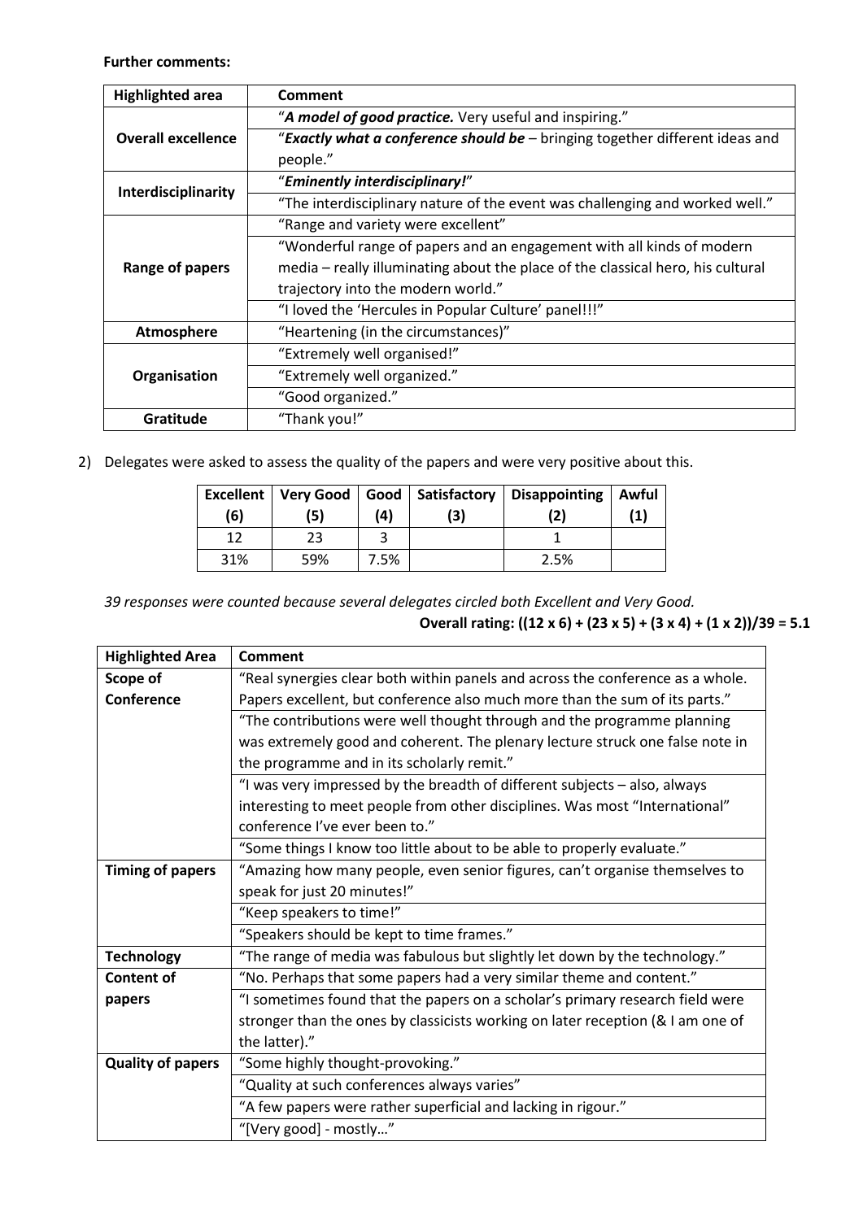**Further comments:**

| Highlighted area | Comment |
|---|---|
| **Overall excellence** | "***A model of good practice.*** Very useful and inspiring." |
| | "***Exactly what a conference should be*** – bringing together different ideas and people." |
| **Interdisciplinarity** | "***Eminently interdisciplinary!***" |
| | "The interdisciplinary nature of the event was challenging and worked well." |
| **Range of papers** | "Range and variety were excellent" |
| | "Wonderful range of papers and an engagement with all kinds of modern media – really illuminating about the place of the classical hero, his cultural trajectory into the modern world." |
| | "I loved the 'Hercules in Popular Culture' panel!!!" |
| **Atmosphere** | "Heartening (in the circumstances)" |
| **Organisation** | "Extremely well organised!" |
| | "Extremely well organized." |
| | "Good organized." |
| **Gratitude** | "Thank you!" |

2) Delegates were asked to assess the quality of the papers and were very positive about this.

| Excellent (6) | Very Good (5) | Good (4) | Satisfactory (3) | Disappointing (2) | Awful (1) |
|---|---|---|---|---|---|
| 12 | 23 | 3 | | 1 | |
| 31% | 59% | 7.5% | | 2.5% | |

*39 responses were counted because several delegates circled both Excellent and Very Good.*

**Overall rating: ((12 x 6) + (23 x 5) + (3 x 4) + (1 x 2))/39 = 5.1**

| Highlighted Area | Comment |
|---|---|
| **Scope of Conference** | "Real synergies clear both within panels and across the conference as a whole. Papers excellent, but conference also much more than the sum of its parts." |
| | "The contributions were well thought through and the programme planning was extremely good and coherent. The plenary lecture struck one false note in the programme and in its scholarly remit." |
| | "I was very impressed by the breadth of different subjects – also, always interesting to meet people from other disciplines. Was most "International" conference I've ever been to." |
| | "Some things I know too little about to be able to properly evaluate." |
| **Timing of papers** | "Amazing how many people, even senior figures, can't organise themselves to speak for just 20 minutes!" |
| | "Keep speakers to time!" |
| | "Speakers should be kept to time frames." |
| **Technology** | "The range of media was fabulous but slightly let down by the technology." |
| **Content of papers** | "No. Perhaps that some papers had a very similar theme and content." |
| | "I sometimes found that the papers on a scholar's primary research field were stronger than the ones by classicists working on later reception (& I am one of the latter)." |
| **Quality of papers** | "Some highly thought-provoking." |
| | "Quality at such conferences always varies" |
| | "A few papers were rather superficial and lacking in rigour." |
| | "[Very good] - mostly…" |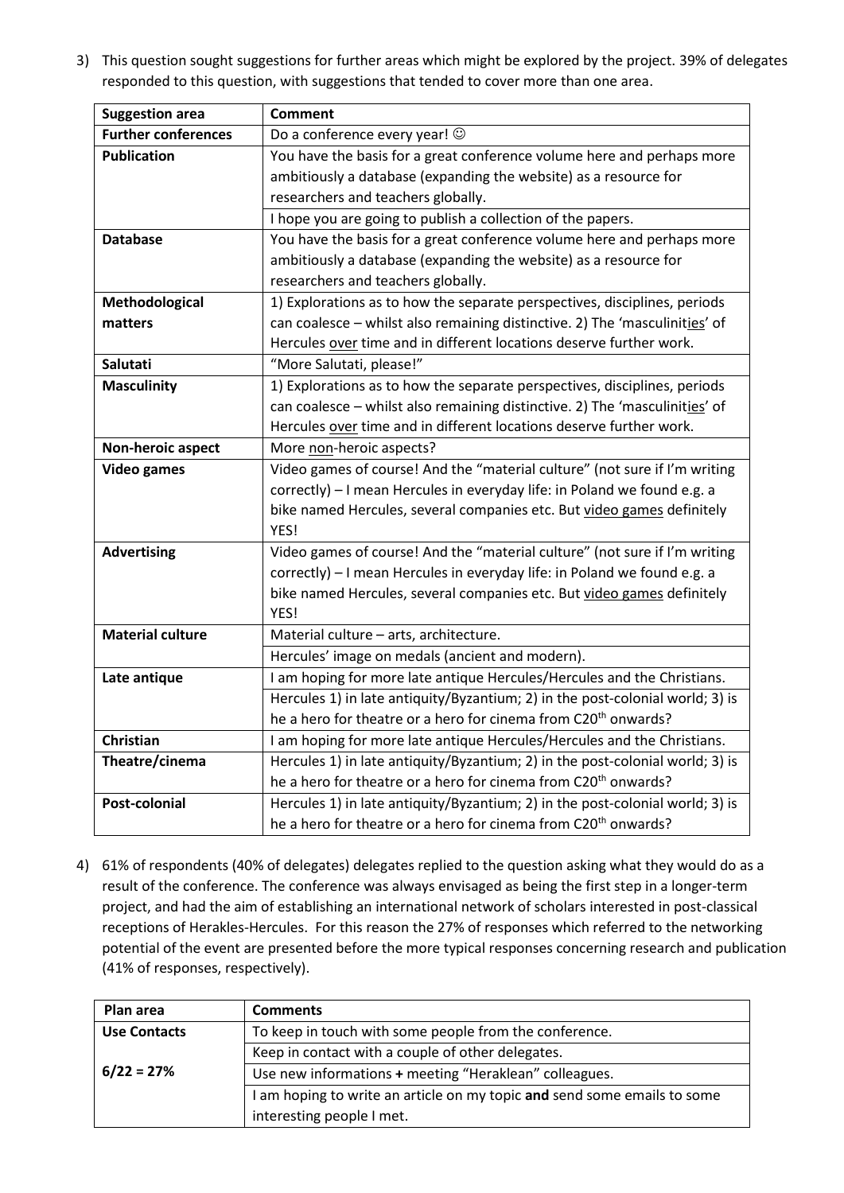3) This question sought suggestions for further areas which might be explored by the project. 39% of delegates responded to this question, with suggestions that tended to cover more than one area.

| Suggestion area | Comment |
|---|---|
| **Further conferences** | Do a conference every year! ☺ |
| **Publication** | You have the basis for a great conference volume here and perhaps more ambitiously a database (expanding the website) as a resource for researchers and teachers globally. |
| | I hope you are going to publish a collection of the papers. |
| **Database** | You have the basis for a great conference volume here and perhaps more ambitiously a database (expanding the website) as a resource for researchers and teachers globally. |
| **Methodological matters** | 1) Explorations as to how the separate perspectives, disciplines, periods can coalesce – whilst also remaining distinctive. 2) The 'masculinities' of Hercules over time and in different locations deserve further work. |
| **Salutati** | "More Salutati, please!" |
| **Masculinity** | 1) Explorations as to how the separate perspectives, disciplines, periods can coalesce – whilst also remaining distinctive. 2) The 'masculinities' of Hercules over time and in different locations deserve further work. |
| **Non-heroic aspect** | More non-heroic aspects? |
| **Video games** | Video games of course! And the "material culture" (not sure if I'm writing correctly) – I mean Hercules in everyday life: in Poland we found e.g. a bike named Hercules, several companies etc. But video games definitely YES! |
| **Advertising** | Video games of course! And the "material culture" (not sure if I'm writing correctly) – I mean Hercules in everyday life: in Poland we found e.g. a bike named Hercules, several companies etc. But video games definitely YES! |
| **Material culture** | Material culture – arts, architecture. |
| | Hercules' image on medals (ancient and modern). |
| **Late antique** | I am hoping for more late antique Hercules/Hercules and the Christians. |
| | Hercules 1) in late antiquity/Byzantium; 2) in the post-colonial world; 3) is he a hero for theatre or a hero for cinema from C20th onwards? |
| **Christian** | I am hoping for more late antique Hercules/Hercules and the Christians. |
| **Theatre/cinema** | Hercules 1) in late antiquity/Byzantium; 2) in the post-colonial world; 3) is he a hero for theatre or a hero for cinema from C20th onwards? |
| **Post-colonial** | Hercules 1) in late antiquity/Byzantium; 2) in the post-colonial world; 3) is he a hero for theatre or a hero for cinema from C20th onwards? |

4) 61% of respondents (40% of delegates) delegates replied to the question asking what they would do as a result of the conference. The conference was always envisaged as being the first step in a longer-term project, and had the aim of establishing an international network of scholars interested in post-classical receptions of Herakles-Hercules. For this reason the 27% of responses which referred to the networking potential of the event are presented before the more typical responses concerning research and publication (41% of responses, respectively).

| Plan area | Comments |
|---|---|
| **Use Contacts** | To keep in touch with some people from the conference. |
| | Keep in contact with a couple of other delegates. |
| **6/22 = 27%** | Use new informations **+** meeting "Heraklean" colleagues. |
| | I am hoping to write an article on my topic **and** send some emails to some interesting people I met. |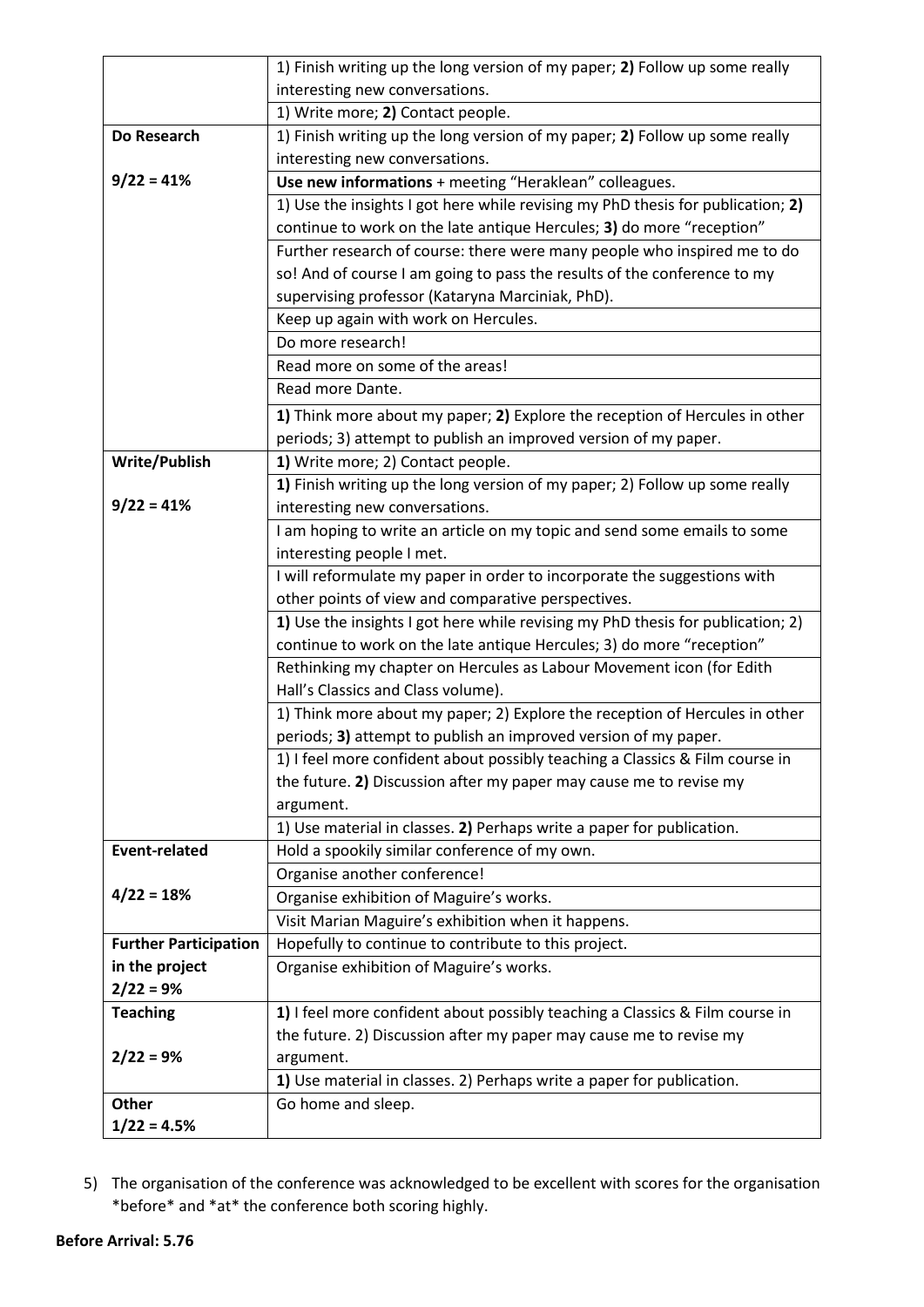| | |
|---|---|
| | 1) Finish writing up the long version of my paper; **2)** Follow up some really interesting new conversations. |
| | 1) Write more; **2)** Contact people. |
| **Do Research**<br><br>**9/22 = 41%** | 1) Finish writing up the long version of my paper; **2)** Follow up some really interesting new conversations. |
| | **Use new informations** + meeting "Heraklean" colleagues. |
| | 1) Use the insights I got here while revising my PhD thesis for publication; **2)** continue to work on the late antique Hercules; **3)** do more "reception" |
| | Further research of course: there were many people who inspired me to do so! And of course I am going to pass the results of the conference to my supervising professor (Kataryna Marciniak, PhD). |
| | Keep up again with work on Hercules. |
| | Do more research! |
| | Read more on some of the areas! |
| | Read more Dante. |
| | **1)** Think more about my paper; **2)** Explore the reception of Hercules in other periods; 3) attempt to publish an improved version of my paper. |
| **Write/Publish**<br><br>**9/22 = 41%** | **1)** Write more; 2) Contact people. |
| | **1)** Finish writing up the long version of my paper; 2) Follow up some really interesting new conversations. |
| | I am hoping to write an article on my topic and send some emails to some interesting people I met. |
| | I will reformulate my paper in order to incorporate the suggestions with other points of view and comparative perspectives. |
| | **1)** Use the insights I got here while revising my PhD thesis for publication; 2) continue to work on the late antique Hercules; 3) do more "reception" |
| | Rethinking my chapter on Hercules as Labour Movement icon (for Edith Hall's Classics and Class volume). |
| | 1) Think more about my paper; 2) Explore the reception of Hercules in other periods; **3)** attempt to publish an improved version of my paper. |
| | 1) I feel more confident about possibly teaching a Classics & Film course in the future. **2)** Discussion after my paper may cause me to revise my argument. |
| | 1) Use material in classes. **2)** Perhaps write a paper for publication. |
| **Event-related**<br><br>**4/22 = 18%** | Hold a spookily similar conference of my own. |
| | Organise another conference! |
| | Organise exhibition of Maguire's works. |
| | Visit Marian Maguire's exhibition when it happens. |
| **Further Participation in the project**<br>**2/22 = 9%** | Hopefully to continue to contribute to this project. |
| | Organise exhibition of Maguire's works. |
| **Teaching**<br><br>**2/22 = 9%** | **1)** I feel more confident about possibly teaching a Classics & Film course in the future. 2) Discussion after my paper may cause me to revise my argument. |
| | **1)** Use material in classes. 2) Perhaps write a paper for publication. |
| **Other**<br>**1/22 = 4.5%** | Go home and sleep. |

5) The organisation of the conference was acknowledged to be excellent with scores for the organisation *before* and *at* the conference both scoring highly.

**Before Arrival: 5.76**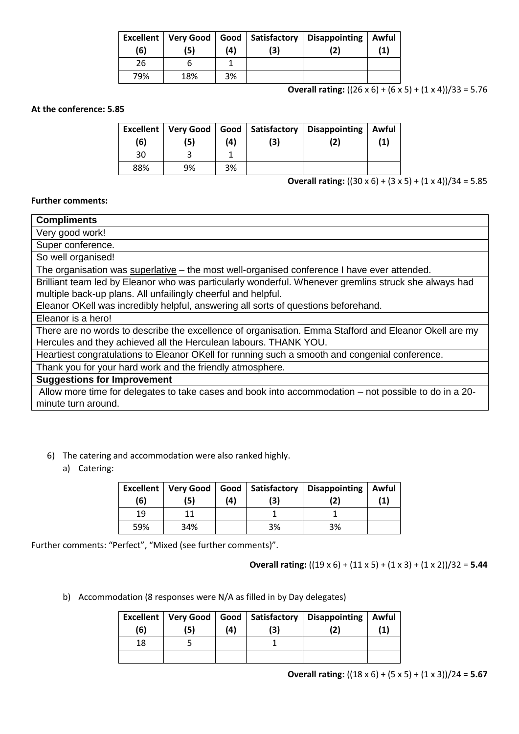| Excellent (6) | Very Good (5) | Good (4) | Satisfactory (3) | Disappointing (2) | Awful (1) |
|---|---|---|---|---|---|
| 26 | 6 | 1 | | | |
| 79% | 18% | 3% | | | |

**Overall rating:** ((26 x 6) + (6 x 5) + (1 x 4))/33 = 5.76

**At the conference: 5.85**

| Excellent (6) | Very Good (5) | Good (4) | Satisfactory (3) | Disappointing (2) | Awful (1) |
|---|---|---|---|---|---|
| 30 | 3 | 1 | | | |
| 88% | 9% | 3% | | | |

**Overall rating:** ((30 x 6) + (3 x 5) + (1 x 4))/34 = 5.85

**Further comments:**

| **Compliments** |
|---|
| Very good work! |
| Super conference. |
| So well organised! |
| The organisation was superlative – the most well-organised conference I have ever attended. |
| Brilliant team led by Eleanor who was particularly wonderful. Whenever gremlins struck she always had multiple back-up plans. All unfailingly cheerful and helpful. Eleanor OKell was incredibly helpful, answering all sorts of questions beforehand. |
| Eleanor is a hero! |
| There are no words to describe the excellence of organisation. Emma Stafford and Eleanor Okell are my Hercules and they achieved all the Herculean labours. THANK YOU. |
| Heartiest congratulations to Eleanor OKell for running such a smooth and congenial conference. |
| Thank you for your hard work and the friendly atmosphere. |
| **Suggestions for Improvement** |
| Allow more time for delegates to take cases and book into accommodation – not possible to do in a 20-minute turn around. |

6) The catering and accommodation were also ranked highly.

a) Catering:

| Excellent (6) | Very Good (5) | Good (4) | Satisfactory (3) | Disappointing (2) | Awful (1) |
|---|---|---|---|---|---|
| 19 | 11 | | 1 | 1 | |
| 59% | 34% | | 3% | 3% | |

Further comments: "Perfect", "Mixed (see further comments)".

**Overall rating:** ((19 x 6) + (11 x 5) + (1 x 3) + (1 x 2))/32 = **5.44**

b) Accommodation (8 responses were N/A as filled in by Day delegates)

| Excellent (6) | Very Good (5) | Good (4) | Satisfactory (3) | Disappointing (2) | Awful (1) |
|---|---|---|---|---|---|
| 18 | 5 | | 1 | | |
| | | | | | |

**Overall rating:** ((18 x 6) + (5 x 5) + (1 x 3))/24 = **5.67**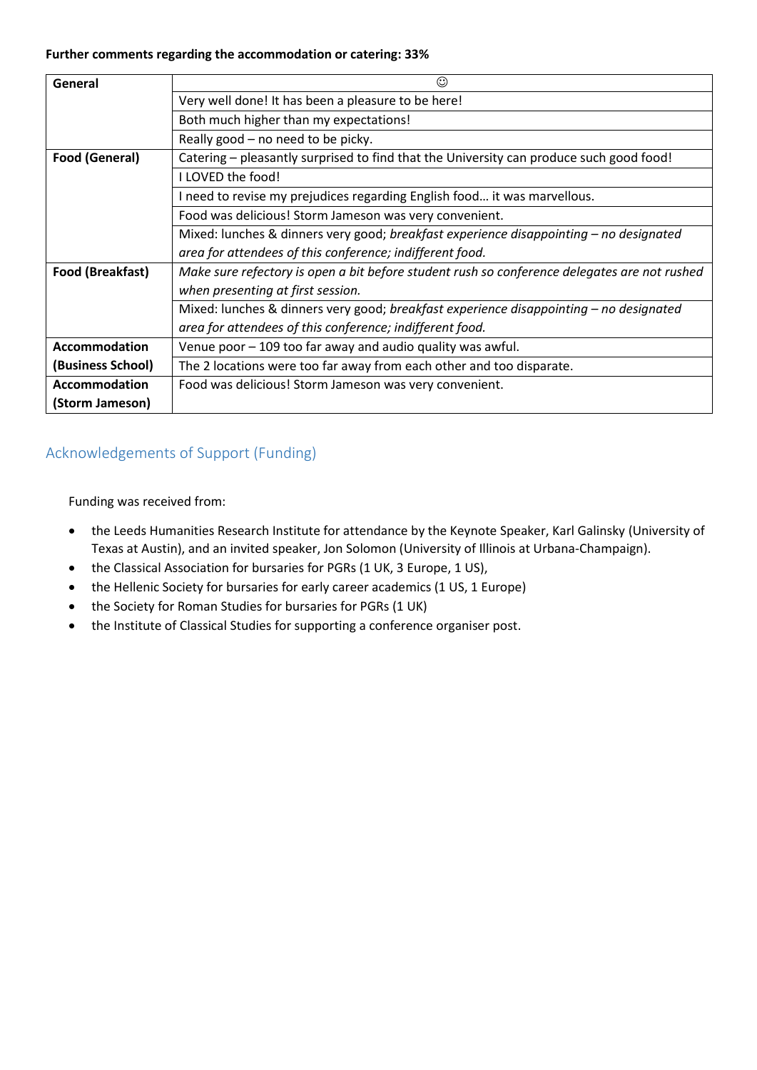**Further comments regarding the accommodation or catering: 33%**

| | |
|---|---|
| **General** | ☺ |
| | Very well done! It has been a pleasure to be here! |
| | Both much higher than my expectations! |
| | Really good – no need to be picky. |
| **Food (General)** | Catering – pleasantly surprised to find that the University can produce such good food! |
| | I LOVED the food! |
| | I need to revise my prejudices regarding English food… it was marvellous. |
| | Food was delicious! Storm Jameson was very convenient. |
| | Mixed: lunches & dinners very good; *breakfast experience disappointing – no designated area for attendees of this conference; indifferent food.* |
| **Food (Breakfast)** | *Make sure refectory is open a bit before student rush so conference delegates are not rushed when presenting at first session.* |
| | Mixed: lunches & dinners very good; *breakfast experience disappointing – no designated area for attendees of this conference; indifferent food.* |
| **Accommodation (Business School)** | Venue poor – 109 too far away and audio quality was awful. |
| | The 2 locations were too far away from each other and too disparate. |
| **Accommodation (Storm Jameson)** | Food was delicious! Storm Jameson was very convenient. |

## Acknowledgements of Support (Funding)

Funding was received from:

- the Leeds Humanities Research Institute for attendance by the Keynote Speaker, Karl Galinsky (University of Texas at Austin), and an invited speaker, Jon Solomon (University of Illinois at Urbana-Champaign).
- the Classical Association for bursaries for PGRs (1 UK, 3 Europe, 1 US),
- the Hellenic Society for bursaries for early career academics (1 US, 1 Europe)
- the Society for Roman Studies for bursaries for PGRs (1 UK)
- the Institute of Classical Studies for supporting a conference organiser post.